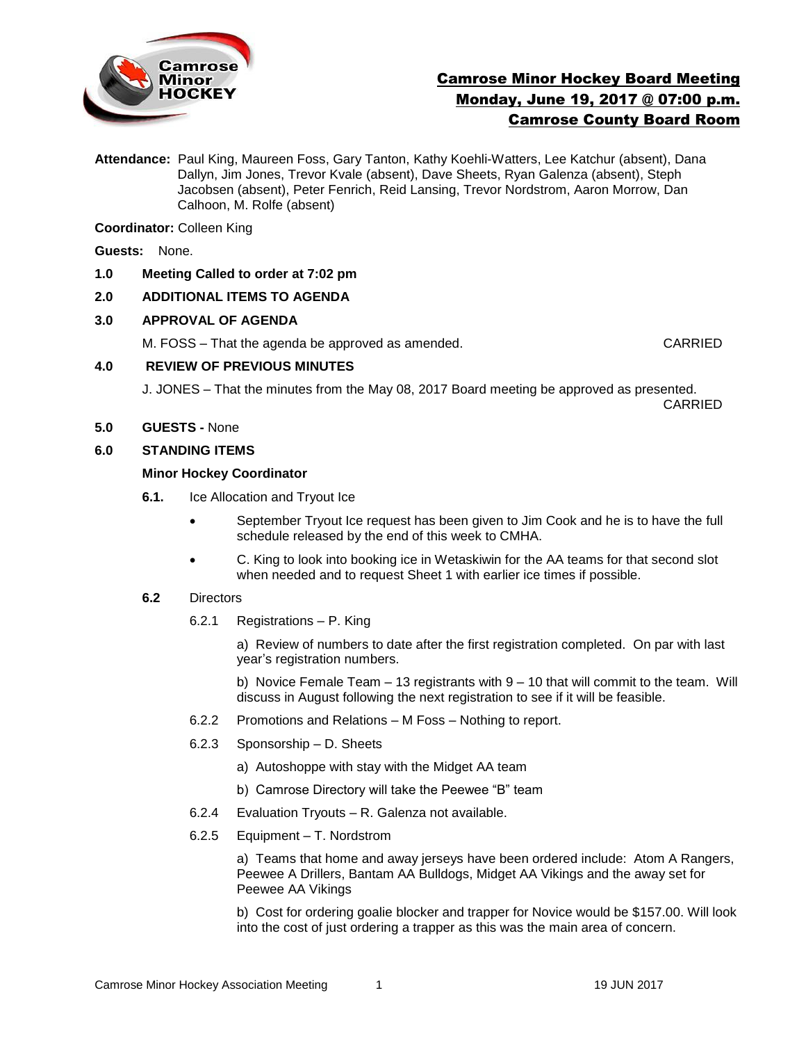# Camrose Minor Hockey Board Meeting
## Monday, June 19, 2017 @ 07:00 p.m.
## Camrose County Board Room

**Attendance:** Paul King, Maureen Foss, Gary Tanton, Kathy Koehli-Watters, Lee Katchur (absent), Dana Dallyn, Jim Jones, Trevor Kvale (absent), Dave Sheets, Ryan Galenza (absent), Steph Jacobsen (absent), Peter Fenrich, Reid Lansing, Trevor Nordstrom, Aaron Morrow, Dan Calhoon, M. Rolfe (absent)

**Coordinator:** Colleen King

**Guests:** None.

**1.0 Meeting Called to order at 7:02 pm**

**2.0 ADDITIONAL ITEMS TO AGENDA**

**3.0 APPROVAL OF AGENDA**

M. FOSS – That the agenda be approved as amended. CARRIED

**4.0 REVIEW OF PREVIOUS MINUTES**

J. JONES – That the minutes from the May 08, 2017 Board meeting be approved as presented. CARRIED

**5.0 GUESTS -** None

**6.0 STANDING ITEMS**

**Minor Hockey Coordinator**

**6.1.** Ice Allocation and Tryout Ice

- September Tryout Ice request has been given to Jim Cook and he is to have the full schedule released by the end of this week to CMHA.
- C. King to look into booking ice in Wetaskiwin for the AA teams for that second slot when needed and to request Sheet 1 with earlier ice times if possible.

**6.2** Directors

6.2.1 Registrations – P. King

a) Review of numbers to date after the first registration completed. On par with last year's registration numbers.

b) Novice Female Team – 13 registrants with 9 – 10 that will commit to the team. Will discuss in August following the next registration to see if it will be feasible.

6.2.2 Promotions and Relations – M Foss – Nothing to report.

6.2.3 Sponsorship – D. Sheets

a) Autoshoppe with stay with the Midget AA team

b) Camrose Directory will take the Peewee "B" team

6.2.4 Evaluation Tryouts – R. Galenza not available.

6.2.5 Equipment – T. Nordstrom

a) Teams that home and away jerseys have been ordered include: Atom A Rangers, Peewee A Drillers, Bantam AA Bulldogs, Midget AA Vikings and the away set for Peewee AA Vikings

b) Cost for ordering goalie blocker and trapper for Novice would be $157.00. Will look into the cost of just ordering a trapper as this was the main area of concern.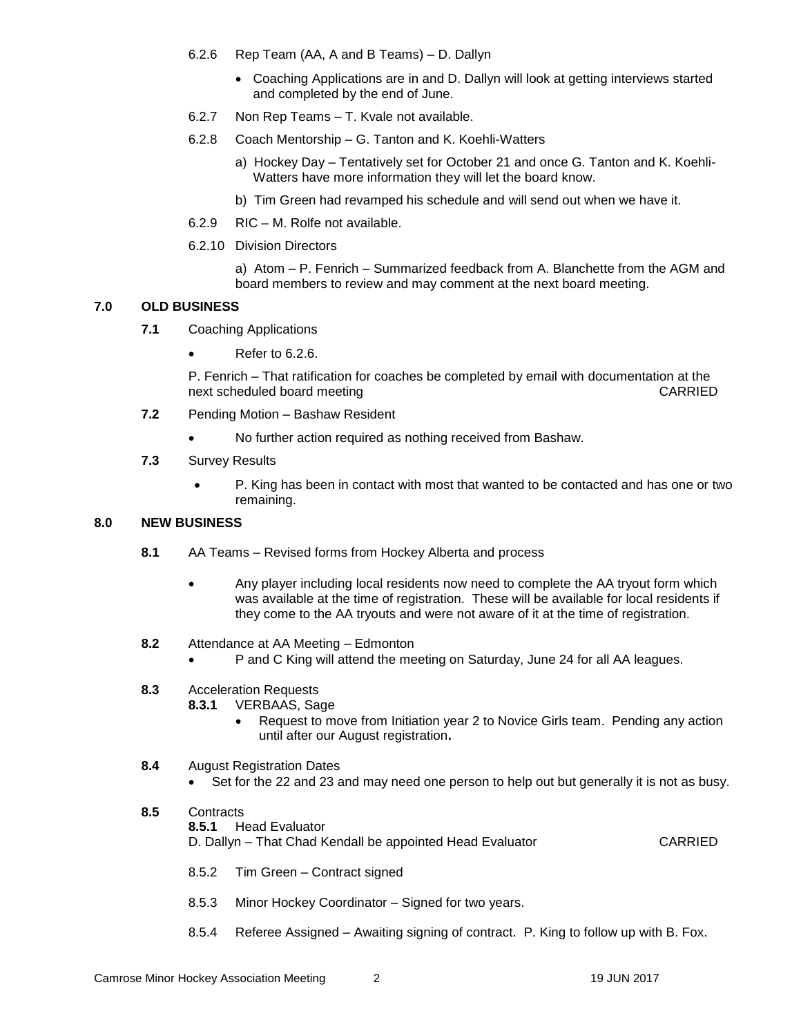6.2.6 Rep Team (AA, A and B Teams) – D. Dallyn

- Coaching Applications are in and D. Dallyn will look at getting interviews started and completed by the end of June.

6.2.7 Non Rep Teams – T. Kvale not available.

6.2.8 Coach Mentorship – G. Tanton and K. Koehli-Watters

a) Hockey Day – Tentatively set for October 21 and once G. Tanton and K. Koehli-Watters have more information they will let the board know.

b) Tim Green had revamped his schedule and will send out when we have it.

6.2.9 RIC – M. Rolfe not available.

6.2.10 Division Directors

a) Atom – P. Fenrich – Summarized feedback from A. Blanchette from the AGM and board members to review and may comment at the next board meeting.

## 7.0 OLD BUSINESS

**7.1** Coaching Applications

- Refer to 6.2.6.

P. Fenrich – That ratification for coaches be completed by email with documentation at the next scheduled board meeting CARRIED

**7.2** Pending Motion – Bashaw Resident

- No further action required as nothing received from Bashaw.

**7.3** Survey Results

- P. King has been in contact with most that wanted to be contacted and has one or two remaining.

## 8.0 NEW BUSINESS

**8.1** AA Teams – Revised forms from Hockey Alberta and process

- Any player including local residents now need to complete the AA tryout form which was available at the time of registration. These will be available for local residents if they come to the AA tryouts and were not aware of it at the time of registration.

**8.2** Attendance at AA Meeting – Edmonton

- P and C King will attend the meeting on Saturday, June 24 for all AA leagues.

**8.3** Acceleration Requests

**8.3.1** VERBAAS, Sage

- Request to move from Initiation year 2 to Novice Girls team. Pending any action until after our August registration**.**

**8.4** August Registration Dates

- Set for the 22 and 23 and may need one person to help out but generally it is not as busy.

**8.5** Contracts

**8.5.1** Head Evaluator

D. Dallyn – That Chad Kendall be appointed Head Evaluator CARRIED

8.5.2 Tim Green – Contract signed

8.5.3 Minor Hockey Coordinator – Signed for two years.

8.5.4 Referee Assigned – Awaiting signing of contract. P. King to follow up with B. Fox.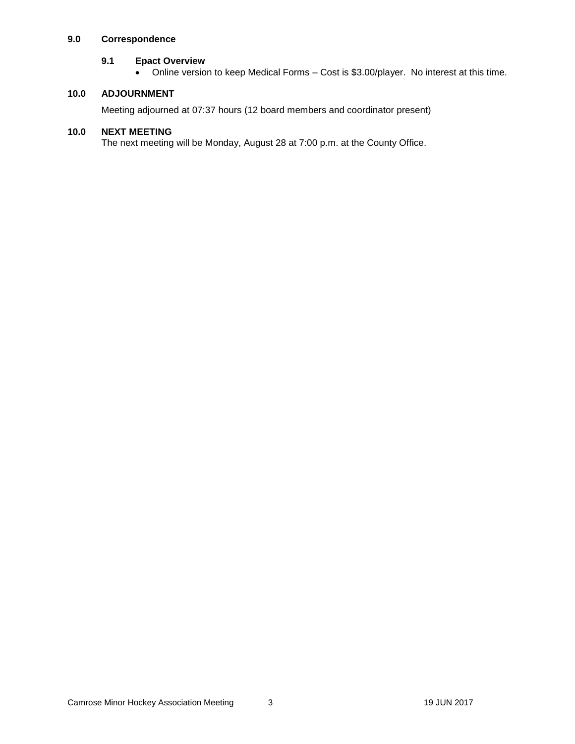## 9.0 Correspondence

### 9.1 Epact Overview

- Online version to keep Medical Forms – Cost is $3.00/player. No interest at this time.

## 10.0 ADJOURNMENT

Meeting adjourned at 07:37 hours (12 board members and coordinator present)

## 10.0 NEXT MEETING

The next meeting will be Monday, August 28 at 7:00 p.m. at the County Office.